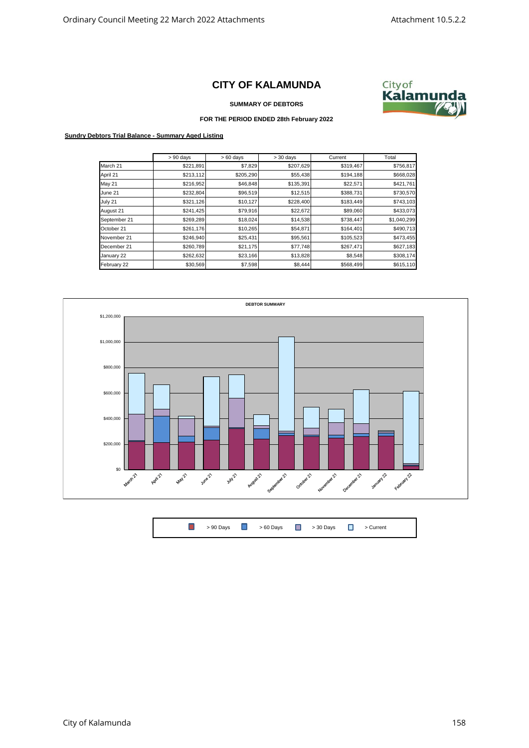# CITY OF KALAMUNDA

**SUMMARY OF DEBTORS**

**FOR THE PERIOD ENDED 28th February 2022**

**Sundry Debtors Trial Balance - Summary Aged Listing**

| | > 90 days | > 60 days | > 30 days | Current | Total |
|---|---|---|---|---|---|
| March 21 | $221,891 | $7,829 | $207,629 | $319,467 | $756,817 |
| April 21 | $213,112 | $205,290 | $55,438 | $194,188 | $668,028 |
| May 21 | $216,952 | $46,848 | $135,391 | $22,571 | $421,761 |
| June 21 | $232,804 | $96,519 | $12,515 | $388,731 | $730,570 |
| July 21 | $321,126 | $10,127 | $228,400 | $183,449 | $743,103 |
| August 21 | $241,425 | $79,916 | $22,672 | $89,060 | $433,073 |
| September 21 | $269,289 | $18,024 | $14,538 | $738,447 | $1,040,299 |
| October 21 | $261,176 | $10,265 | $54,871 | $164,401 | $490,713 |
| November 21 | $246,940 | $25,431 | $95,561 | $105,523 | $473,455 |
| December 21 | $260,789 | $21,175 | $77,748 | $267,471 | $627,183 |
| January 22 | $262,632 | $23,166 | $13,828 | $8,548 | $308,174 |
| February 22 | $30,569 | $7,598 | $8,444 | $568,499 | $615,110 |

**DEBTOR SUMMARY**

> 90 Days | > 60 Days | > 30 Days | > Current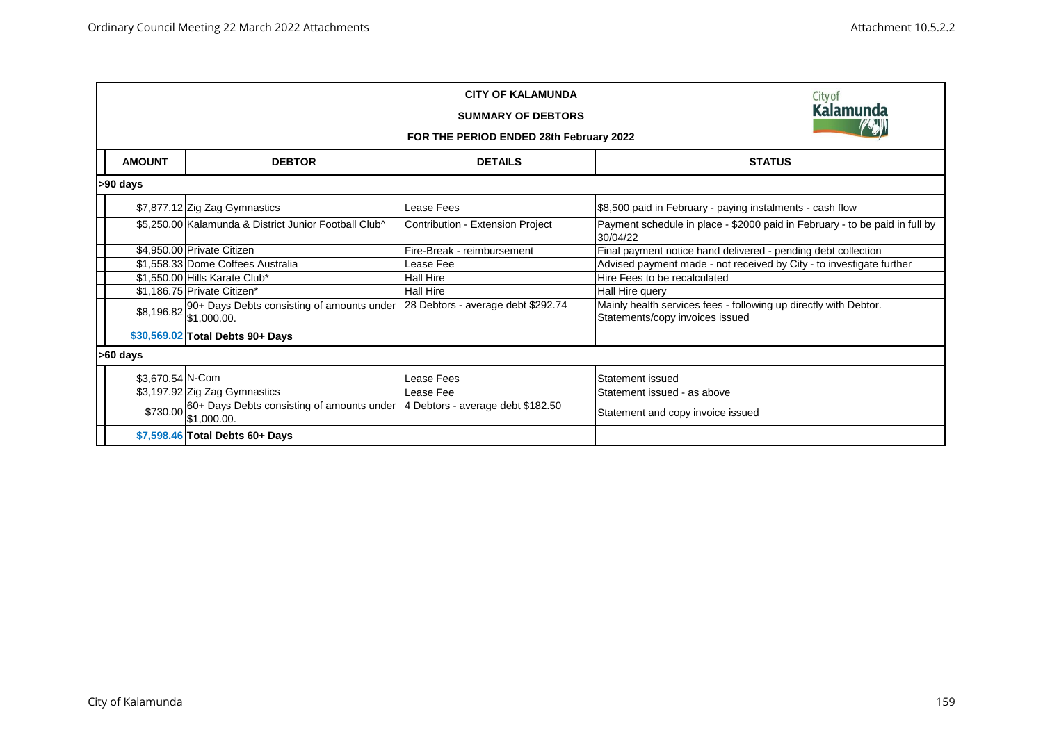**CITY OF KALAMUNDA**

**SUMMARY OF DEBTORS**

**FOR THE PERIOD ENDED 28th February 2022**

| AMOUNT | DEBTOR | DETAILS | STATUS |
|---|---|---|---|
| **>90 days** | | | |
| $7,877.12 | Zig Zag Gymnastics | Lease Fees | $8,500 paid in February - paying instalments - cash flow |
| $5,250.00 | Kalamunda & District Junior Football Club^ | Contribution - Extension Project | Payment schedule in place - $2000 paid in February - to be paid in full by 30/04/22 |
| $4,950.00 | Private Citizen | Fire-Break - reimbursement | Final payment notice hand delivered - pending debt collection |
| $1,558.33 | Dome Coffees Australia | Lease Fee | Advised payment made - not received by City - to investigate further |
| $1,550.00 | Hills Karate Club* | Hall Hire | Hire Fees to be recalculated |
| $1,186.75 | Private Citizen* | Hall Hire | Hall Hire query |
| $8,196.82 | 90+ Days Debts consisting of amounts under $1,000.00. | 28 Debtors - average debt $292.74 | Mainly health services fees - following up directly with Debtor. Statements/copy invoices issued |
| **$30,569.02** | **Total Debts 90+ Days** | | |
| **>60 days** | | | |
| $3,670.54 | N-Com | Lease Fees | Statement issued |
| $3,197.92 | Zig Zag Gymnastics | Lease Fee | Statement issued - as above |
| $730.00 | 60+ Days Debts consisting of amounts under $1,000.00. | 4 Debtors - average debt $182.50 | Statement and copy invoice issued |
| **$7,598.46** | **Total Debts 60+ Days** | | |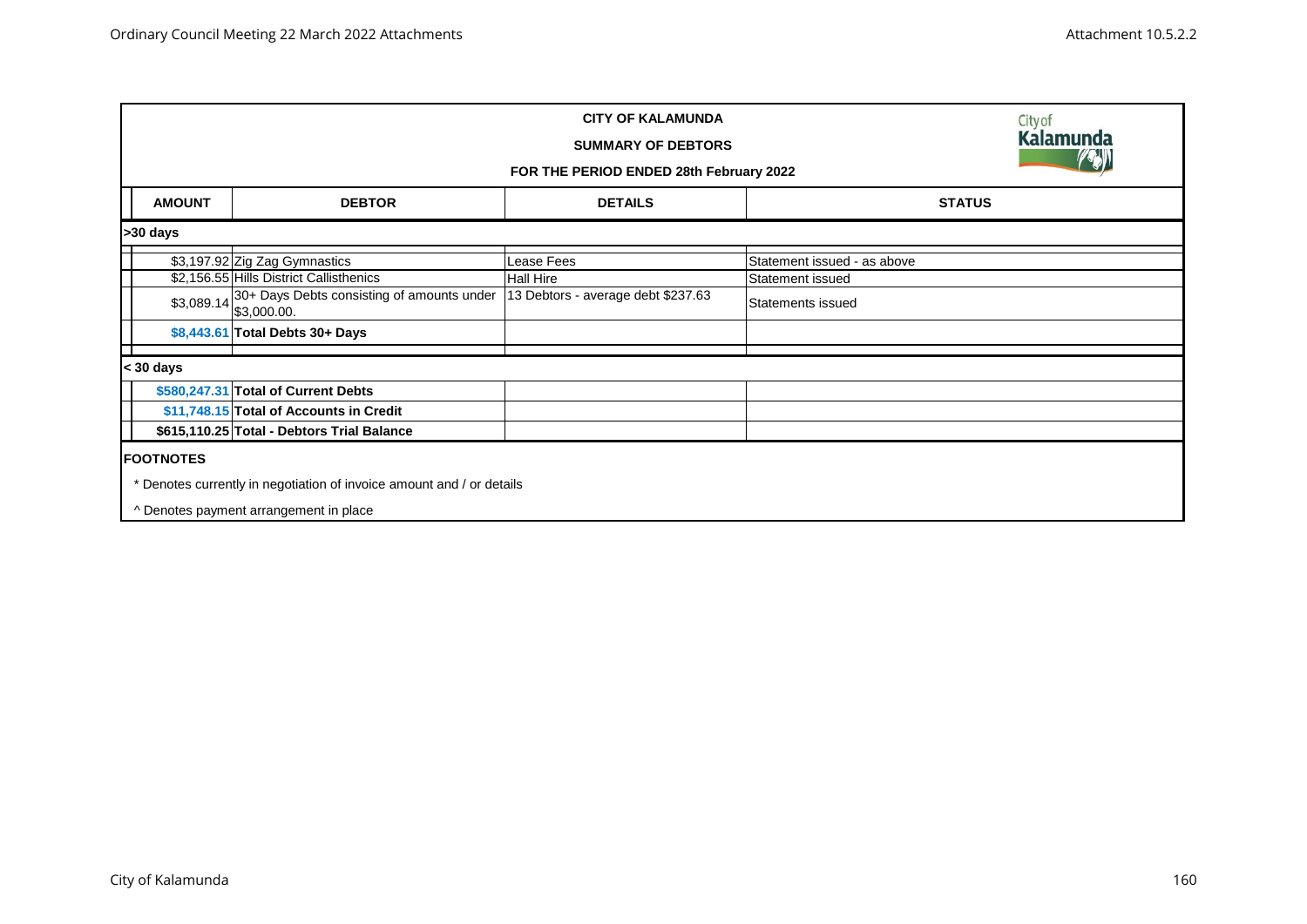**CITY OF KALAMUNDA**

**SUMMARY OF DEBTORS**

**FOR THE PERIOD ENDED 28th February 2022**

| AMOUNT | DEBTOR | DETAILS | STATUS |
|---|---|---|---|
| **>30 days** | | | |
| $3,197.92 | Zig Zag Gymnastics | Lease Fees | Statement issued - as above |
| $2,156.55 | Hills District Callisthenics | Hall Hire | Statement issued |
| $3,089.14 | 30+ Days Debts consisting of amounts under $3,000.00. | 13 Debtors - average debt $237.63 | Statements issued |
| **$8,443.61** | **Total Debts 30+ Days** | | |
| **< 30 days** | | | |
| **$580,247.31** | **Total of Current Debts** | | |
| **$11,748.15** | **Total of Accounts in Credit** | | |
| **$615,110.25** | **Total - Debtors Trial Balance** | | |

**FOOTNOTES**

* Denotes currently in negotiation of invoice amount and / or details

^ Denotes payment arrangement in place